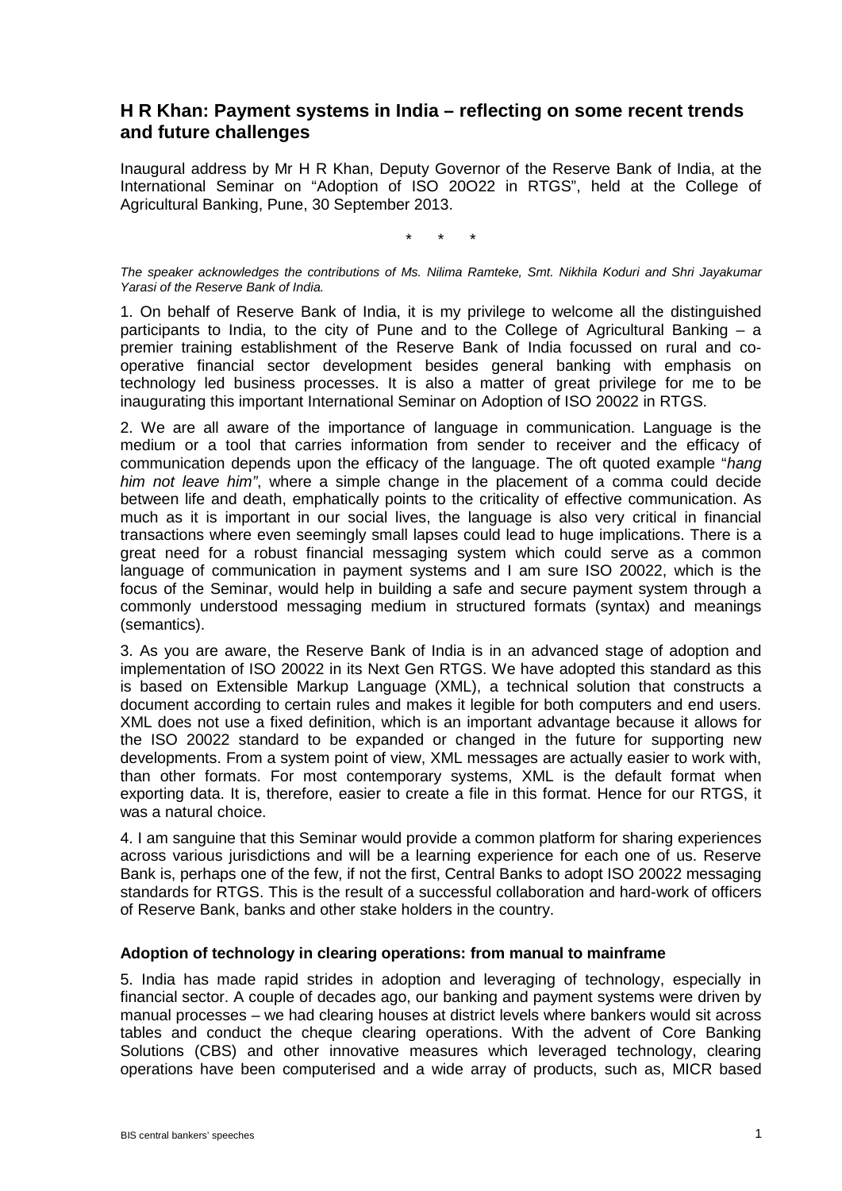# H R Khan: Payment systems in India – reflecting on some recent trends and future challenges

Inaugural address by Mr H R Khan, Deputy Governor of the Reserve Bank of India, at the International Seminar on "Adoption of ISO 20O22 in RTGS", held at the College of Agricultural Banking, Pune, 30 September 2013.

\* \* \*

*The speaker acknowledges the contributions of Ms. Nilima Ramteke, Smt. Nikhila Koduri and Shri Jayakumar Yarasi of the Reserve Bank of India.*

1. On behalf of Reserve Bank of India, it is my privilege to welcome all the distinguished participants to India, to the city of Pune and to the College of Agricultural Banking – a premier training establishment of the Reserve Bank of India focussed on rural and co-operative financial sector development besides general banking with emphasis on technology led business processes. It is also a matter of great privilege for me to be inaugurating this important International Seminar on Adoption of ISO 20022 in RTGS.

2. We are all aware of the importance of language in communication. Language is the medium or a tool that carries information from sender to receiver and the efficacy of communication depends upon the efficacy of the language. The oft quoted example "*hang him not leave him"*, where a simple change in the placement of a comma could decide between life and death, emphatically points to the criticality of effective communication. As much as it is important in our social lives, the language is also very critical in financial transactions where even seemingly small lapses could lead to huge implications. There is a great need for a robust financial messaging system which could serve as a common language of communication in payment systems and I am sure ISO 20022, which is the focus of the Seminar, would help in building a safe and secure payment system through a commonly understood messaging medium in structured formats (syntax) and meanings (semantics).

3. As you are aware, the Reserve Bank of India is in an advanced stage of adoption and implementation of ISO 20022 in its Next Gen RTGS. We have adopted this standard as this is based on Extensible Markup Language (XML), a technical solution that constructs a document according to certain rules and makes it legible for both computers and end users. XML does not use a fixed definition, which is an important advantage because it allows for the ISO 20022 standard to be expanded or changed in the future for supporting new developments. From a system point of view, XML messages are actually easier to work with, than other formats. For most contemporary systems, XML is the default format when exporting data. It is, therefore, easier to create a file in this format. Hence for our RTGS, it was a natural choice.

4. I am sanguine that this Seminar would provide a common platform for sharing experiences across various jurisdictions and will be a learning experience for each one of us. Reserve Bank is, perhaps one of the few, if not the first, Central Banks to adopt ISO 20022 messaging standards for RTGS. This is the result of a successful collaboration and hard-work of officers of Reserve Bank, banks and other stake holders in the country.

### Adoption of technology in clearing operations: from manual to mainframe

5. India has made rapid strides in adoption and leveraging of technology, especially in financial sector. A couple of decades ago, our banking and payment systems were driven by manual processes – we had clearing houses at district levels where bankers would sit across tables and conduct the cheque clearing operations. With the advent of Core Banking Solutions (CBS) and other innovative measures which leveraged technology, clearing operations have been computerised and a wide array of products, such as, MICR based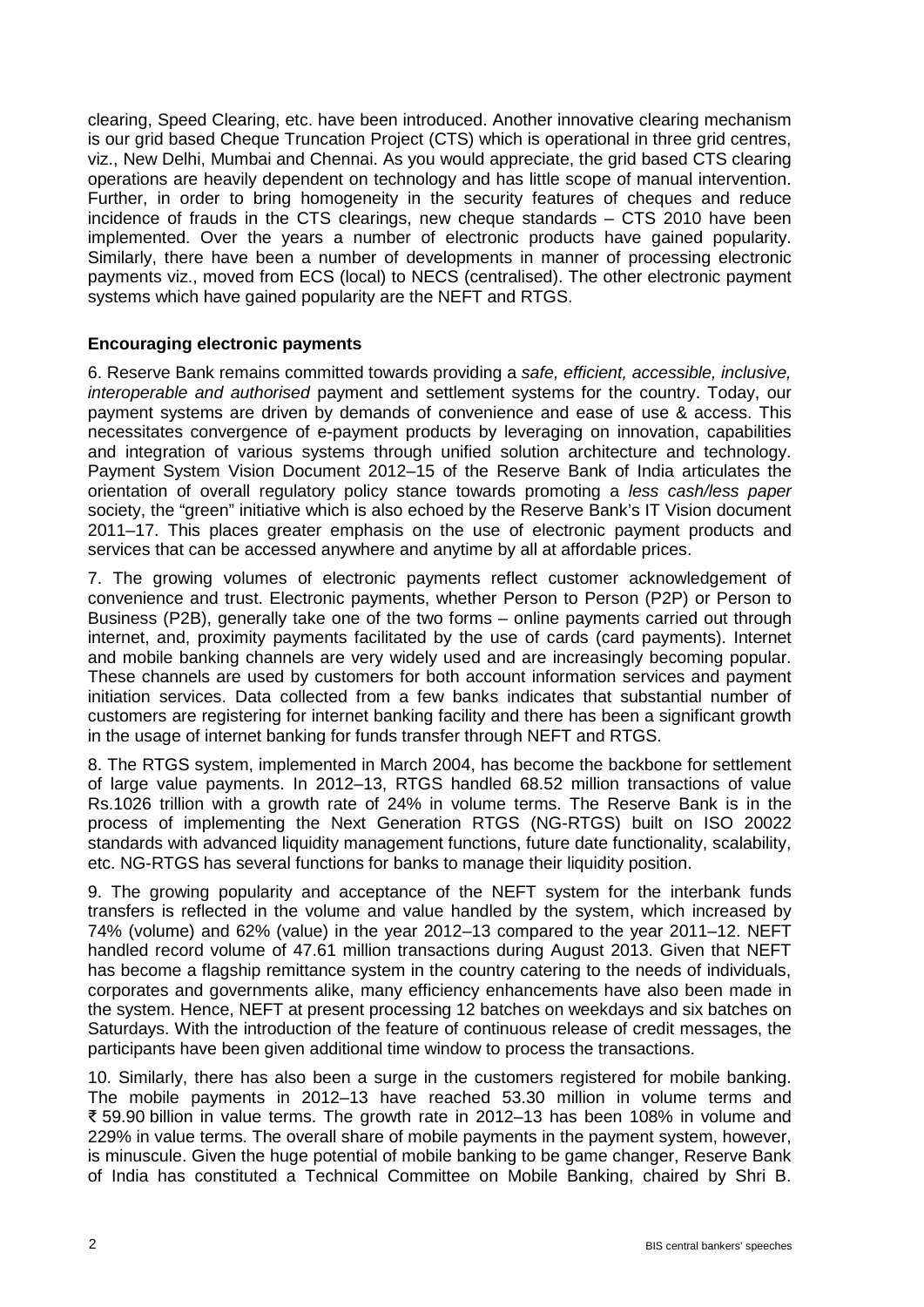clearing, Speed Clearing, etc. have been introduced. Another innovative clearing mechanism is our grid based Cheque Truncation Project (CTS) which is operational in three grid centres, viz., New Delhi, Mumbai and Chennai. As you would appreciate, the grid based CTS clearing operations are heavily dependent on technology and has little scope of manual intervention. Further, in order to bring homogeneity in the security features of cheques and reduce incidence of frauds in the CTS clearings, new cheque standards – CTS 2010 have been implemented. Over the years a number of electronic products have gained popularity. Similarly, there have been a number of developments in manner of processing electronic payments viz., moved from ECS (local) to NECS (centralised). The other electronic payment systems which have gained popularity are the NEFT and RTGS.

**Encouraging electronic payments**

6. Reserve Bank remains committed towards providing a *safe, efficient, accessible, inclusive, interoperable and authorised* payment and settlement systems for the country. Today, our payment systems are driven by demands of convenience and ease of use & access. This necessitates convergence of e-payment products by leveraging on innovation, capabilities and integration of various systems through unified solution architecture and technology. Payment System Vision Document 2012–15 of the Reserve Bank of India articulates the orientation of overall regulatory policy stance towards promoting a *less cash/less paper* society, the "green" initiative which is also echoed by the Reserve Bank's IT Vision document 2011–17. This places greater emphasis on the use of electronic payment products and services that can be accessed anywhere and anytime by all at affordable prices.

7. The growing volumes of electronic payments reflect customer acknowledgement of convenience and trust. Electronic payments, whether Person to Person (P2P) or Person to Business (P2B), generally take one of the two forms – online payments carried out through internet, and, proximity payments facilitated by the use of cards (card payments). Internet and mobile banking channels are very widely used and are increasingly becoming popular. These channels are used by customers for both account information services and payment initiation services. Data collected from a few banks indicates that substantial number of customers are registering for internet banking facility and there has been a significant growth in the usage of internet banking for funds transfer through NEFT and RTGS.

8. The RTGS system, implemented in March 2004, has become the backbone for settlement of large value payments. In 2012–13, RTGS handled 68.52 million transactions of value Rs.1026 trillion with a growth rate of 24% in volume terms. The Reserve Bank is in the process of implementing the Next Generation RTGS (NG-RTGS) built on ISO 20022 standards with advanced liquidity management functions, future date functionality, scalability, etc. NG-RTGS has several functions for banks to manage their liquidity position.

9. The growing popularity and acceptance of the NEFT system for the interbank funds transfers is reflected in the volume and value handled by the system, which increased by 74% (volume) and 62% (value) in the year 2012–13 compared to the year 2011–12. NEFT handled record volume of 47.61 million transactions during August 2013. Given that NEFT has become a flagship remittance system in the country catering to the needs of individuals, corporates and governments alike, many efficiency enhancements have also been made in the system. Hence, NEFT at present processing 12 batches on weekdays and six batches on Saturdays. With the introduction of the feature of continuous release of credit messages, the participants have been given additional time window to process the transactions.

10. Similarly, there has also been a surge in the customers registered for mobile banking. The mobile payments in 2012–13 have reached 53.30 million in volume terms and ₹ 59.90 billion in value terms. The growth rate in 2012–13 has been 108% in volume and 229% in value terms. The overall share of mobile payments in the payment system, however, is minuscule. Given the huge potential of mobile banking to be game changer, Reserve Bank of India has constituted a Technical Committee on Mobile Banking, chaired by Shri B.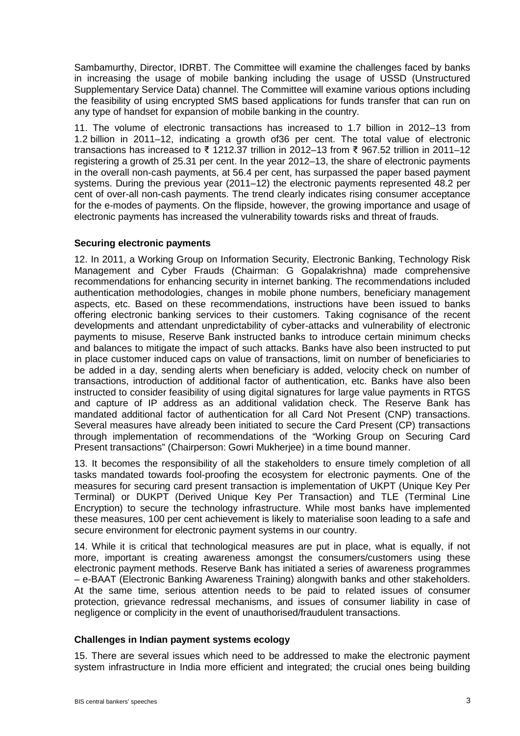Sambamurthy, Director, IDRBT. The Committee will examine the challenges faced by banks in increasing the usage of mobile banking including the usage of USSD (Unstructured Supplementary Service Data) channel. The Committee will examine various options including the feasibility of using encrypted SMS based applications for funds transfer that can run on any type of handset for expansion of mobile banking in the country.

11. The volume of electronic transactions has increased to 1.7 billion in 2012–13 from 1.2 billion in 2011–12, indicating a growth of36 per cent. The total value of electronic transactions has increased to ₹ 1212.37 trillion in 2012–13 from ₹ 967.52 trillion in 2011–12 registering a growth of 25.31 per cent. In the year 2012–13, the share of electronic payments in the overall non-cash payments, at 56.4 per cent, has surpassed the paper based payment systems. During the previous year (2011–12) the electronic payments represented 48.2 per cent of over-all non-cash payments. The trend clearly indicates rising consumer acceptance for the e-modes of payments. On the flipside, however, the growing importance and usage of electronic payments has increased the vulnerability towards risks and threat of frauds.

**Securing electronic payments**

12. In 2011, a Working Group on Information Security, Electronic Banking, Technology Risk Management and Cyber Frauds (Chairman: G Gopalakrishna) made comprehensive recommendations for enhancing security in internet banking. The recommendations included authentication methodologies, changes in mobile phone numbers, beneficiary management aspects, etc. Based on these recommendations, instructions have been issued to banks offering electronic banking services to their customers. Taking cognisance of the recent developments and attendant unpredictability of cyber-attacks and vulnerability of electronic payments to misuse, Reserve Bank instructed banks to introduce certain minimum checks and balances to mitigate the impact of such attacks. Banks have also been instructed to put in place customer induced caps on value of transactions, limit on number of beneficiaries to be added in a day, sending alerts when beneficiary is added, velocity check on number of transactions, introduction of additional factor of authentication, etc. Banks have also been instructed to consider feasibility of using digital signatures for large value payments in RTGS and capture of IP address as an additional validation check. The Reserve Bank has mandated additional factor of authentication for all Card Not Present (CNP) transactions. Several measures have already been initiated to secure the Card Present (CP) transactions through implementation of recommendations of the "Working Group on Securing Card Present transactions" (Chairperson: Gowri Mukherjee) in a time bound manner.

13. It becomes the responsibility of all the stakeholders to ensure timely completion of all tasks mandated towards fool-proofing the ecosystem for electronic payments. One of the measures for securing card present transaction is implementation of UKPT (Unique Key Per Terminal) or DUKPT (Derived Unique Key Per Transaction) and TLE (Terminal Line Encryption) to secure the technology infrastructure. While most banks have implemented these measures, 100 per cent achievement is likely to materialise soon leading to a safe and secure environment for electronic payment systems in our country.

14. While it is critical that technological measures are put in place, what is equally, if not more, important is creating awareness amongst the consumers/customers using these electronic payment methods. Reserve Bank has initiated a series of awareness programmes – e-BAAT (Electronic Banking Awareness Training) alongwith banks and other stakeholders. At the same time, serious attention needs to be paid to related issues of consumer protection, grievance redressal mechanisms, and issues of consumer liability in case of negligence or complicity in the event of unauthorised/fraudulent transactions.

**Challenges in Indian payment systems ecology**

15. There are several issues which need to be addressed to make the electronic payment system infrastructure in India more efficient and integrated; the crucial ones being building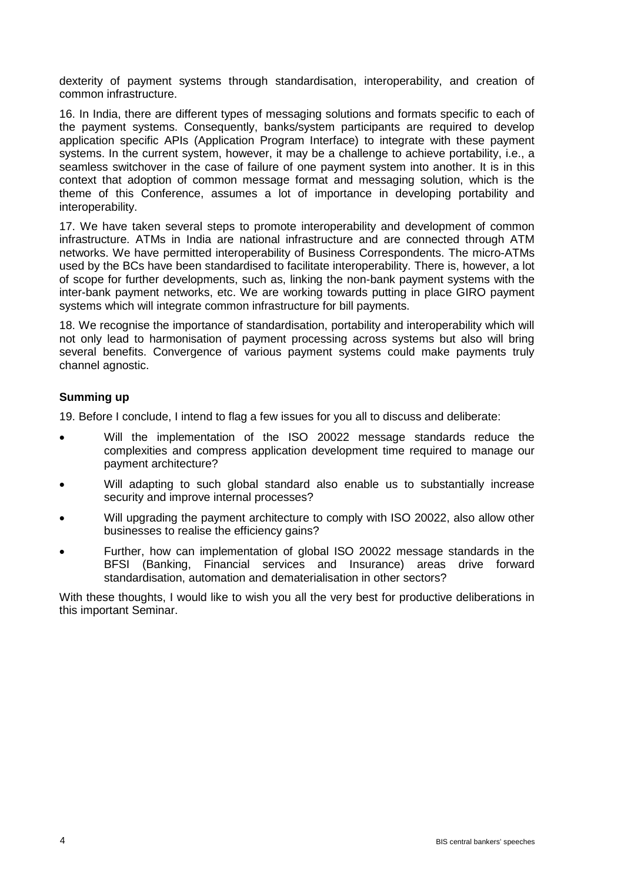dexterity of payment systems through standardisation, interoperability, and creation of common infrastructure.

16. In India, there are different types of messaging solutions and formats specific to each of the payment systems. Consequently, banks/system participants are required to develop application specific APIs (Application Program Interface) to integrate with these payment systems. In the current system, however, it may be a challenge to achieve portability, i.e., a seamless switchover in the case of failure of one payment system into another. It is in this context that adoption of common message format and messaging solution, which is the theme of this Conference, assumes a lot of importance in developing portability and interoperability.

17. We have taken several steps to promote interoperability and development of common infrastructure. ATMs in India are national infrastructure and are connected through ATM networks. We have permitted interoperability of Business Correspondents. The micro-ATMs used by the BCs have been standardised to facilitate interoperability. There is, however, a lot of scope for further developments, such as, linking the non-bank payment systems with the inter-bank payment networks, etc. We are working towards putting in place GIRO payment systems which will integrate common infrastructure for bill payments.

18. We recognise the importance of standardisation, portability and interoperability which will not only lead to harmonisation of payment processing across systems but also will bring several benefits. Convergence of various payment systems could make payments truly channel agnostic.

**Summing up**

19. Before I conclude, I intend to flag a few issues for you all to discuss and deliberate:

- Will the implementation of the ISO 20022 message standards reduce the complexities and compress application development time required to manage our payment architecture?
- Will adapting to such global standard also enable us to substantially increase security and improve internal processes?
- Will upgrading the payment architecture to comply with ISO 20022, also allow other businesses to realise the efficiency gains?
- Further, how can implementation of global ISO 20022 message standards in the BFSI (Banking, Financial services and Insurance) areas drive forward standardisation, automation and dematerialisation in other sectors?

With these thoughts, I would like to wish you all the very best for productive deliberations in this important Seminar.